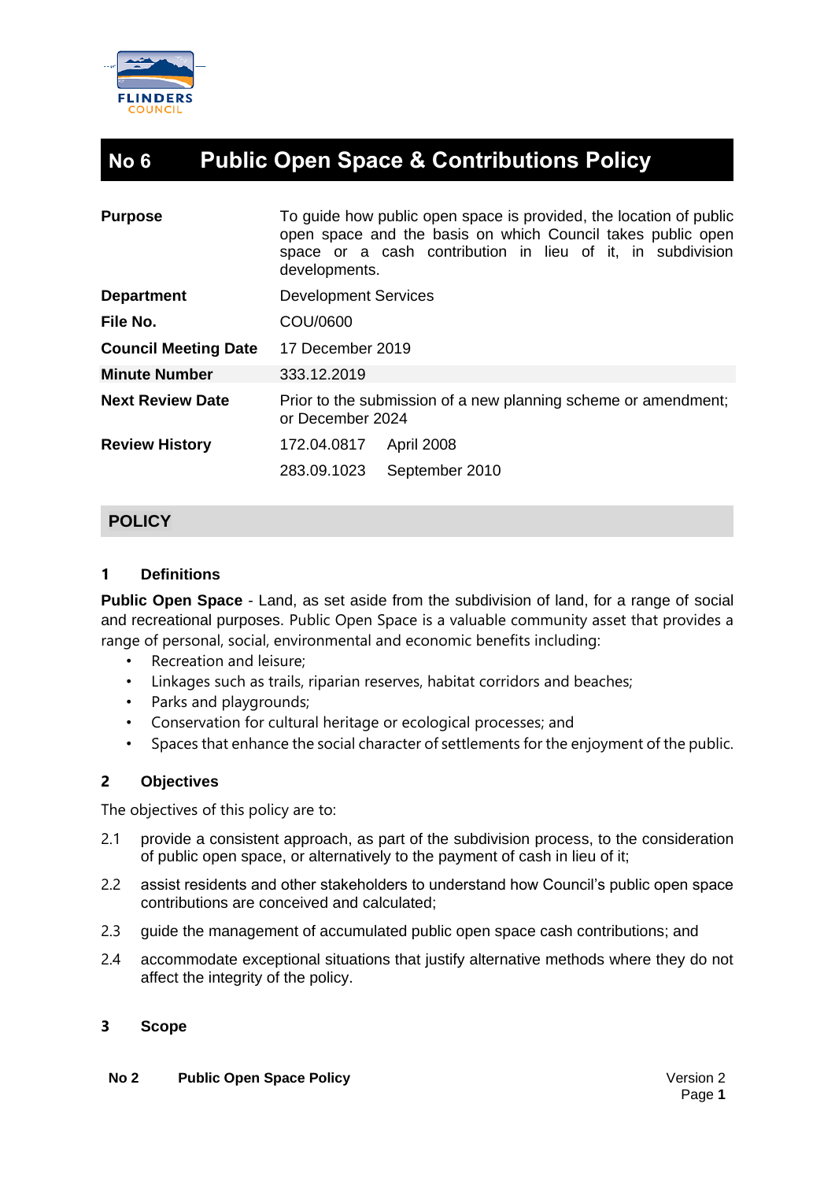# No 6 Public Open Space & Contributions Policy

| | |
|---|---|
| **Purpose** | To guide how public open space is provided, the location of public open space and the basis on which Council takes public open space or a cash contribution in lieu of it, in subdivision developments. |
| **Department** | Development Services |
| **File No.** | COU/0600 |
| **Council Meeting Date** | 17 December 2019 |
| **Minute Number** | 333.12.2019 |
| **Next Review Date** | Prior to the submission of a new planning scheme or amendment; or December 2024 |
| **Review History** | 172.04.0817 April 2008 |
| | 283.09.1023 September 2010 |

## POLICY

### 1 Definitions

**Public Open Space** - Land, as set aside from the subdivision of land, for a range of social and recreational purposes. Public Open Space is a valuable community asset that provides a range of personal, social, environmental and economic benefits including:

- Recreation and leisure;
- Linkages such as trails, riparian reserves, habitat corridors and beaches;
- Parks and playgrounds;
- Conservation for cultural heritage or ecological processes; and
- Spaces that enhance the social character of settlements for the enjoyment of the public.

### 2 Objectives

The objectives of this policy are to:

2.1 provide a consistent approach, as part of the subdivision process, to the consideration of public open space, or alternatively to the payment of cash in lieu of it;

2.2 assist residents and other stakeholders to understand how Council's public open space contributions are conceived and calculated;

2.3 guide the management of accumulated public open space cash contributions; and

2.4 accommodate exceptional situations that justify alternative methods where they do not affect the integrity of the policy.

### 3 Scope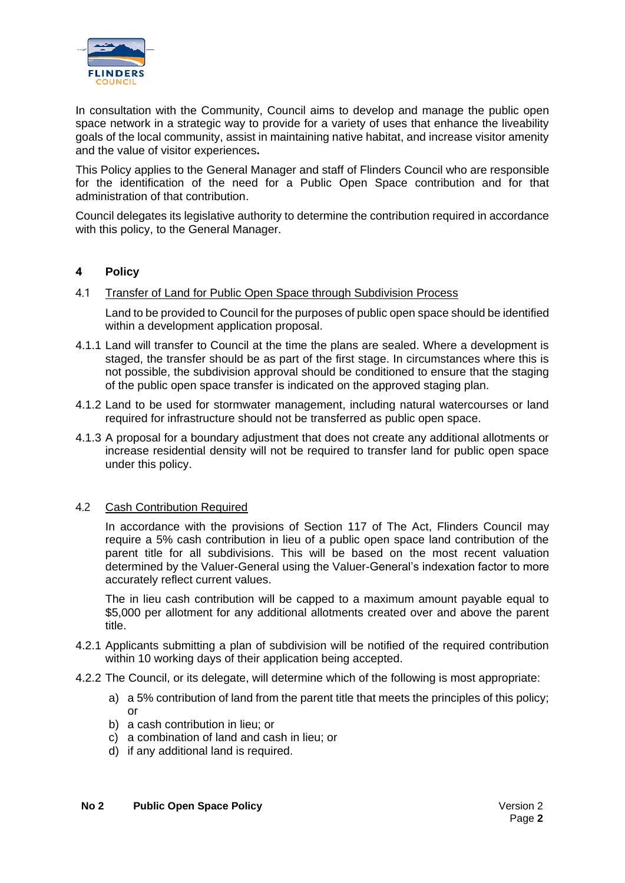In consultation with the Community, Council aims to develop and manage the public open space network in a strategic way to provide for a variety of uses that enhance the liveability goals of the local community, assist in maintaining native habitat, and increase visitor amenity and the value of visitor experiences**.**

This Policy applies to the General Manager and staff of Flinders Council who are responsible for the identification of the need for a Public Open Space contribution and for that administration of that contribution.

Council delegates its legislative authority to determine the contribution required in accordance with this policy, to the General Manager.

## 4 Policy

4.1 Transfer of Land for Public Open Space through Subdivision Process

Land to be provided to Council for the purposes of public open space should be identified within a development application proposal.

4.1.1 Land will transfer to Council at the time the plans are sealed. Where a development is staged, the transfer should be as part of the first stage. In circumstances where this is not possible, the subdivision approval should be conditioned to ensure that the staging of the public open space transfer is indicated on the approved staging plan.

4.1.2 Land to be used for stormwater management, including natural watercourses or land required for infrastructure should not be transferred as public open space.

4.1.3 A proposal for a boundary adjustment that does not create any additional allotments or increase residential density will not be required to transfer land for public open space under this policy.

4.2 Cash Contribution Required

In accordance with the provisions of Section 117 of The Act, Flinders Council may require a 5% cash contribution in lieu of a public open space land contribution of the parent title for all subdivisions. This will be based on the most recent valuation determined by the Valuer-General using the Valuer-General's indexation factor to more accurately reflect current values.

The in lieu cash contribution will be capped to a maximum amount payable equal to $5,000 per allotment for any additional allotments created over and above the parent title.

4.2.1 Applicants submitting a plan of subdivision will be notified of the required contribution within 10 working days of their application being accepted.

4.2.2 The Council, or its delegate, will determine which of the following is most appropriate:

a) a 5% contribution of land from the parent title that meets the principles of this policy; or
b) a cash contribution in lieu; or
c) a combination of land and cash in lieu; or
d) if any additional land is required.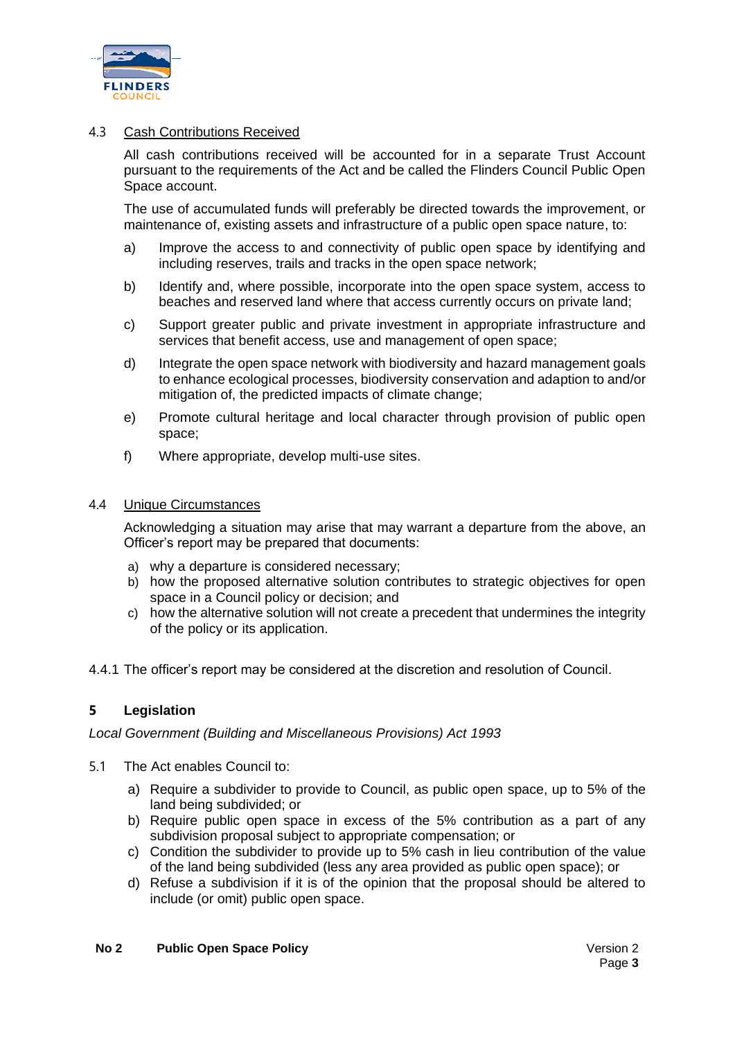4.3 Cash Contributions Received

All cash contributions received will be accounted for in a separate Trust Account pursuant to the requirements of the Act and be called the Flinders Council Public Open Space account.

The use of accumulated funds will preferably be directed towards the improvement, or maintenance of, existing assets and infrastructure of a public open space nature, to:

a) Improve the access to and connectivity of public open space by identifying and including reserves, trails and tracks in the open space network;

b) Identify and, where possible, incorporate into the open space system, access to beaches and reserved land where that access currently occurs on private land;

c) Support greater public and private investment in appropriate infrastructure and services that benefit access, use and management of open space;

d) Integrate the open space network with biodiversity and hazard management goals to enhance ecological processes, biodiversity conservation and adaption to and/or mitigation of, the predicted impacts of climate change;

e) Promote cultural heritage and local character through provision of public open space;

f) Where appropriate, develop multi-use sites.

4.4 Unique Circumstances

Acknowledging a situation may arise that may warrant a departure from the above, an Officer's report may be prepared that documents:

a) why a departure is considered necessary;
b) how the proposed alternative solution contributes to strategic objectives for open space in a Council policy or decision; and
c) how the alternative solution will not create a precedent that undermines the integrity of the policy or its application.

4.4.1 The officer's report may be considered at the discretion and resolution of Council.

## 5 Legislation

*Local Government (Building and Miscellaneous Provisions) Act 1993*

5.1 The Act enables Council to:

a) Require a subdivider to provide to Council, as public open space, up to 5% of the land being subdivided; or
b) Require public open space in excess of the 5% contribution as a part of any subdivision proposal subject to appropriate compensation; or
c) Condition the subdivider to provide up to 5% cash in lieu contribution of the value of the land being subdivided (less any area provided as public open space); or
d) Refuse a subdivision if it is of the opinion that the proposal should be altered to include (or omit) public open space.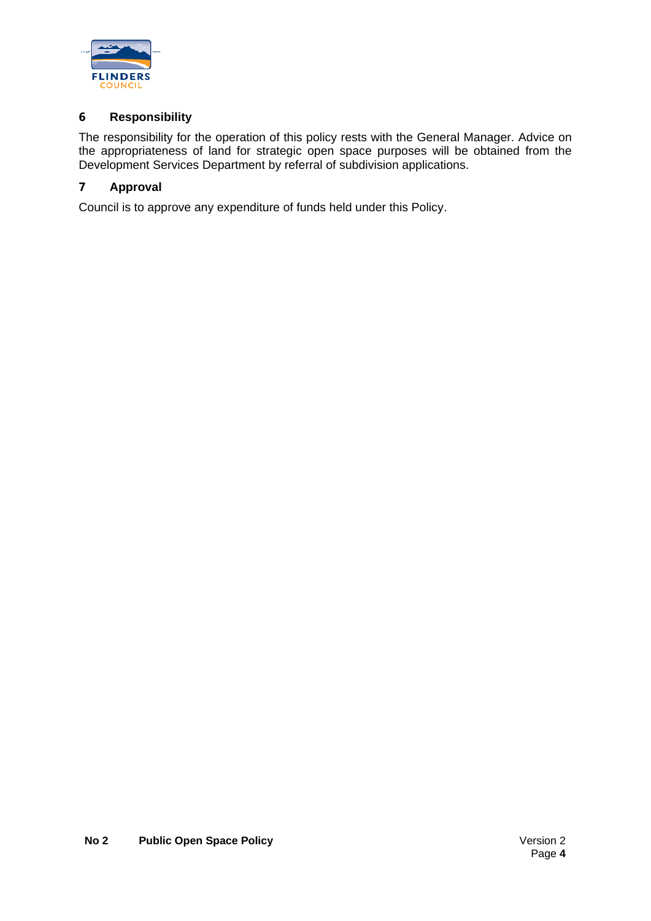## 6 Responsibility

The responsibility for the operation of this policy rests with the General Manager. Advice on the appropriateness of land for strategic open space purposes will be obtained from the Development Services Department by referral of subdivision applications.

## 7 Approval

Council is to approve any expenditure of funds held under this Policy.